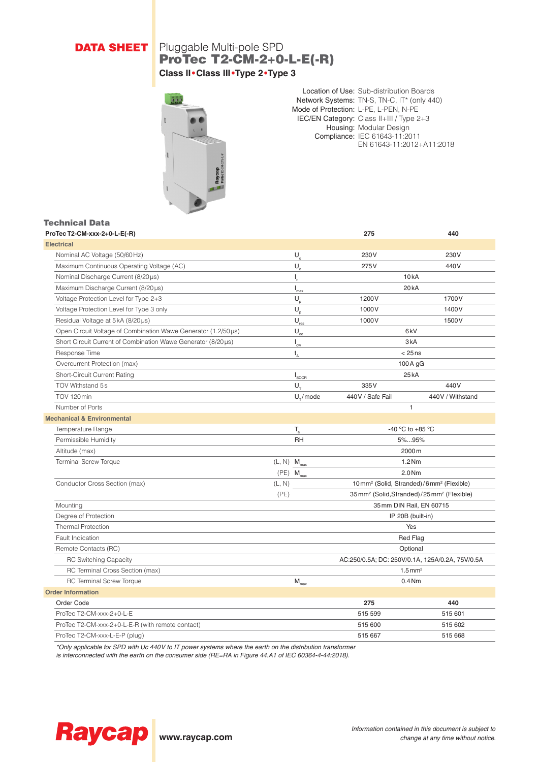**DATA SHEET**

# Pluggable Multi-pole SPD
## ProTec T2-CM-2+0-L-E(-R)

**Class II•Class III•Type 2•Type 3**

Location of Use: Sub-distribution Boards
Network Systems: TN-S, TN-C, IT* (only 440)
Mode of Protection: L-PE, L-PEN, N-PE
IEC/EN Category: Class II+III / Type 2+3
Housing: Modular Design
Compliance: IEC 61643-11:2011
EN 61643-11:2012+A11:2018

### Technical Data

| ProTec T2-CM-xxx-2+0-L-E(-R) | | | 275 | 440 |
|---|---|---|---|---|
| **Electrical** | | | | |
| Nominal AC Voltage (50/60 Hz) | | $U_o$ | 230 V | 230 V |
| Maximum Continuous Operating Voltage (AC) | | $U_c$ | 275 V | 440 V |
| Nominal Discharge Current (8/20 µs) | | $I_n$ | 10 kA | |
| Maximum Discharge Current (8/20 µs) | | $I_{max}$ | 20 kA | |
| Voltage Protection Level for Type 2+3 | | $U_p$ | 1200 V | 1700 V |
| Voltage Protection Level for Type 3 only | | $U_p$ | 1000 V | 1400 V |
| Residual Voltage at 5 kA (8/20 µs) | | $U_{res}$ | 1000 V | 1500 V |
| Open Circuit Voltage of Combination Wawe Generator (1.2/50 µs) | | $U_{oc}$ | 6 kV | |
| Short Circuit Current of Combination Wawe Generator (8/20 µs) | | $I_{cw}$ | 3 kA | |
| Response Time | | $t_A$ | < 25 ns | |
| Overcurrent Protection (max) | | | 100 A gG | |
| Short-Circuit Current Rating | | $I_{SCCR}$ | 25 kA | |
| TOV Withstand 5 s | | $U_T$ | 335 V | 440 V |
| TOV 120 min | | $U_T$/mode | 440 V / Safe Fail | 440 V / Withstand |
| Number of Ports | | | 1 | |
| **Mechanical & Environmental** | | | | |
| Temperature Range | | $T_a$ | -40 °C to +85 °C | |
| Permissible Humidity | | RH | 5%...95% | |
| Altitude (max) | | | 2000 m | |
| Terminal Screw Torque | (L, N) | $M_{max}$ | 1.2 Nm | |
| | (PE) | $M_{max}$ | 2.0 Nm | |
| Conductor Cross Section (max) | (L, N) | | 10 mm² (Solid, Stranded) / 6 mm² (Flexible) | |
| | (PE) | | 35 mm² (Solid,Stranded) / 25 mm² (Flexible) | |
| Mounting | | | 35 mm DIN Rail, EN 60715 | |
| Degree of Protection | | | IP 20B (built-in) | |
| Thermal Protection | | | Yes | |
| Fault Indication | | | Red Flag | |
| Remote Contacts (RC) | | | Optional | |
| RC Switching Capacity | | | AC:250/0.5A; DC: 250V/0.1A, 125A/0.2A, 75V/0.5A | |
| RC Terminal Cross Section (max) | | | 1.5 mm² | |
| RC Terminal Screw Torque | | $M_{max}$ | 0.4 Nm | |
| **Order Information** | | | | |
| Order Code | | | 275 | 440 |
| ProTec T2-CM-xxx-2+0-L-E | | | 515 599 | 515 601 |
| ProTec T2-CM-xxx-2+0-L-E-R (with remote contact) | | | 515 600 | 515 602 |
| ProTec T2-CM-xxx-L-E-P (plug) | | | 515 667 | 515 668 |

*\*Only applicable for SPD with Uc 440V to IT power systems where the earth on the distribution transformer is interconnected with the earth on the consumer side (RE=RA in Figure 44.A1 of IEC 60364-4-44:2018).*

**Raycap** www.raycap.com

*Information contained in this document is subject to change at any time without notice.*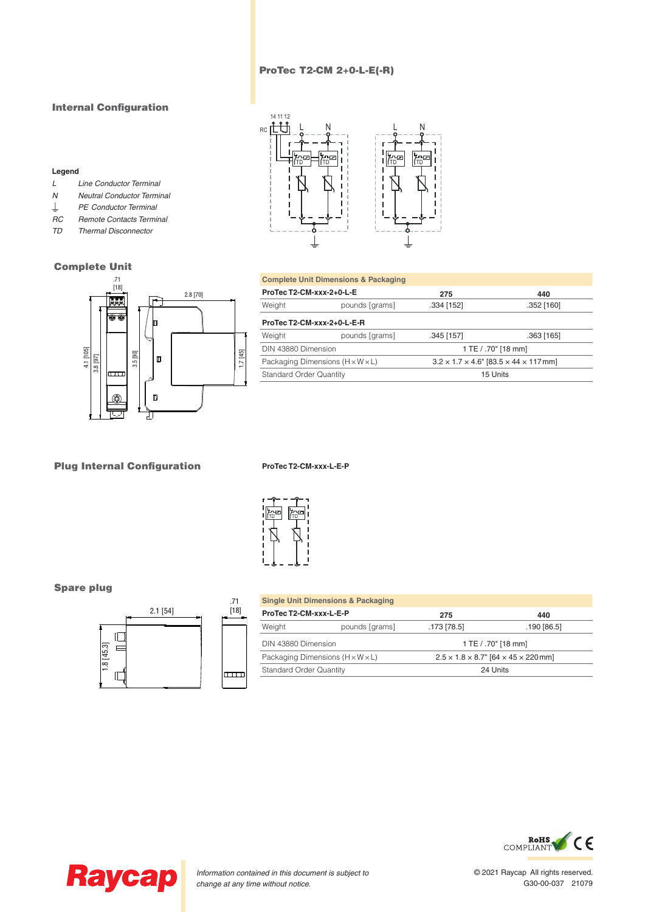## ProTec T2-CM 2+0-L-E(-R)

### Internal Configuration

**Legend**

| | |
|---|---|
| *L* | *Line Conductor Terminal* |
| *N* | *Neutral Conductor Terminal* |
| ⏚ | *PE Conductor Terminal* |
| *RC* | *Remote Contacts Terminal* |
| *TD* | *Thermal Disconnector* |

14 11 12
RC
L N
TD TD
L N
TD TD

### Complete Unit

.71 [18]
2.8 [70]
4.1 [105]
3.8 [97]
3.5 [90]
1.7 [45]

| Complete Unit Dimensions & Packaging | | | |
|---|---|---|---|
| **ProTec T2-CM-xxx-2+0-L-E** | | **275** | **440** |
| Weight | pounds [grams] | .334 [152] | .352 [160] |
| **ProTec T2-CM-xxx-2+0-L-E-R** | | | |
| Weight | pounds [grams] | .345 [157] | .363 [165] |
| DIN 43880 Dimension | | 1 TE / .70" [18 mm] | |
| Packaging Dimensions (H × W × L) | | 3.2 × 1.7 × 4.6" [83.5 × 44 × 117 mm] | |
| Standard Order Quantity | | 15 Units | |

### Plug Internal Configuration

**ProTec T2-CM-xxx-L-E-P**

TD TD

### Spare plug

2.1 [54]
.71 [18]
1.8 [45.3]

| Single Unit Dimensions & Packaging | | | |
|---|---|---|---|
| **ProTec T2-CM-xxx-L-E-P** | | **275** | **440** |
| Weight | pounds [grams] | .173 [78.5] | .190 [86.5] |
| DIN 43880 Dimension | | 1 TE / .70" [18 mm] | |
| Packaging Dimensions (H × W × L) | | 2.5 × 1.8 × 8.7" [64 × 45 × 220 mm] | |
| Standard Order Quantity | | 24 Units | |

RoHS COMPLIANT CE

Raycap

*Information contained in this document is subject to change at any time without notice.*

© 2021 Raycap All rights reserved.
G30-00-037 21079